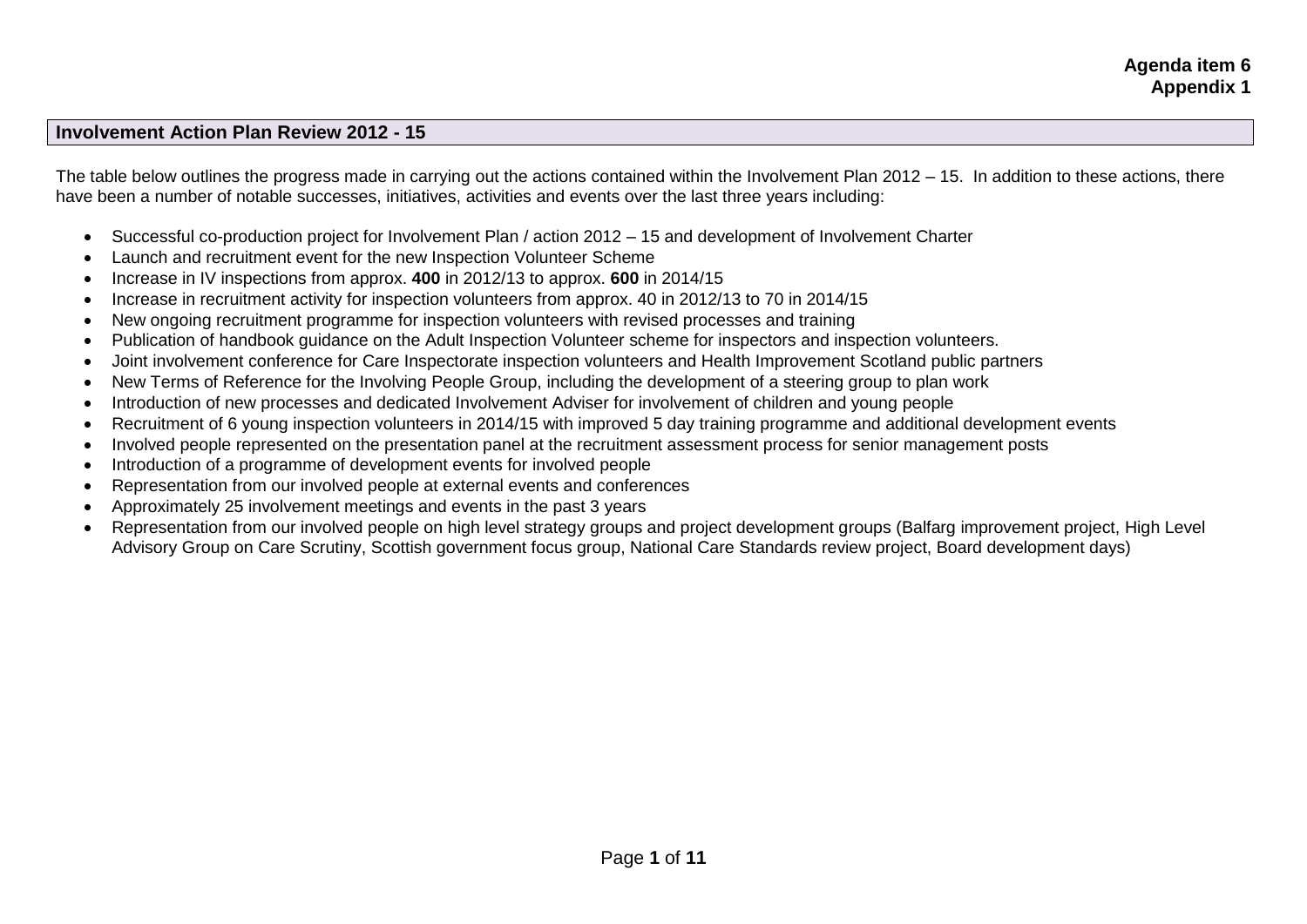**Agenda item 6**
**Appendix 1**

## Involvement Action Plan Review 2012 - 15

The table below outlines the progress made in carrying out the actions contained within the Involvement Plan 2012 – 15. In addition to these actions, there have been a number of notable successes, initiatives, activities and events over the last three years including:

- Successful co-production project for Involvement Plan / action 2012 – 15 and development of Involvement Charter
- Launch and recruitment event for the new Inspection Volunteer Scheme
- Increase in IV inspections from approx. **400** in 2012/13 to approx. **600** in 2014/15
- Increase in recruitment activity for inspection volunteers from approx. 40 in 2012/13 to 70 in 2014/15
- New ongoing recruitment programme for inspection volunteers with revised processes and training
- Publication of handbook guidance on the Adult Inspection Volunteer scheme for inspectors and inspection volunteers.
- Joint involvement conference for Care Inspectorate inspection volunteers and Health Improvement Scotland public partners
- New Terms of Reference for the Involving People Group, including the development of a steering group to plan work
- Introduction of new processes and dedicated Involvement Adviser for involvement of children and young people
- Recruitment of 6 young inspection volunteers in 2014/15 with improved 5 day training programme and additional development events
- Involved people represented on the presentation panel at the recruitment assessment process for senior management posts
- Introduction of a programme of development events for involved people
- Representation from our involved people at external events and conferences
- Approximately 25 involvement meetings and events in the past 3 years
- Representation from our involved people on high level strategy groups and project development groups (Balfarg improvement project, High Level Advisory Group on Care Scrutiny, Scottish government focus group, National Care Standards review project, Board development days)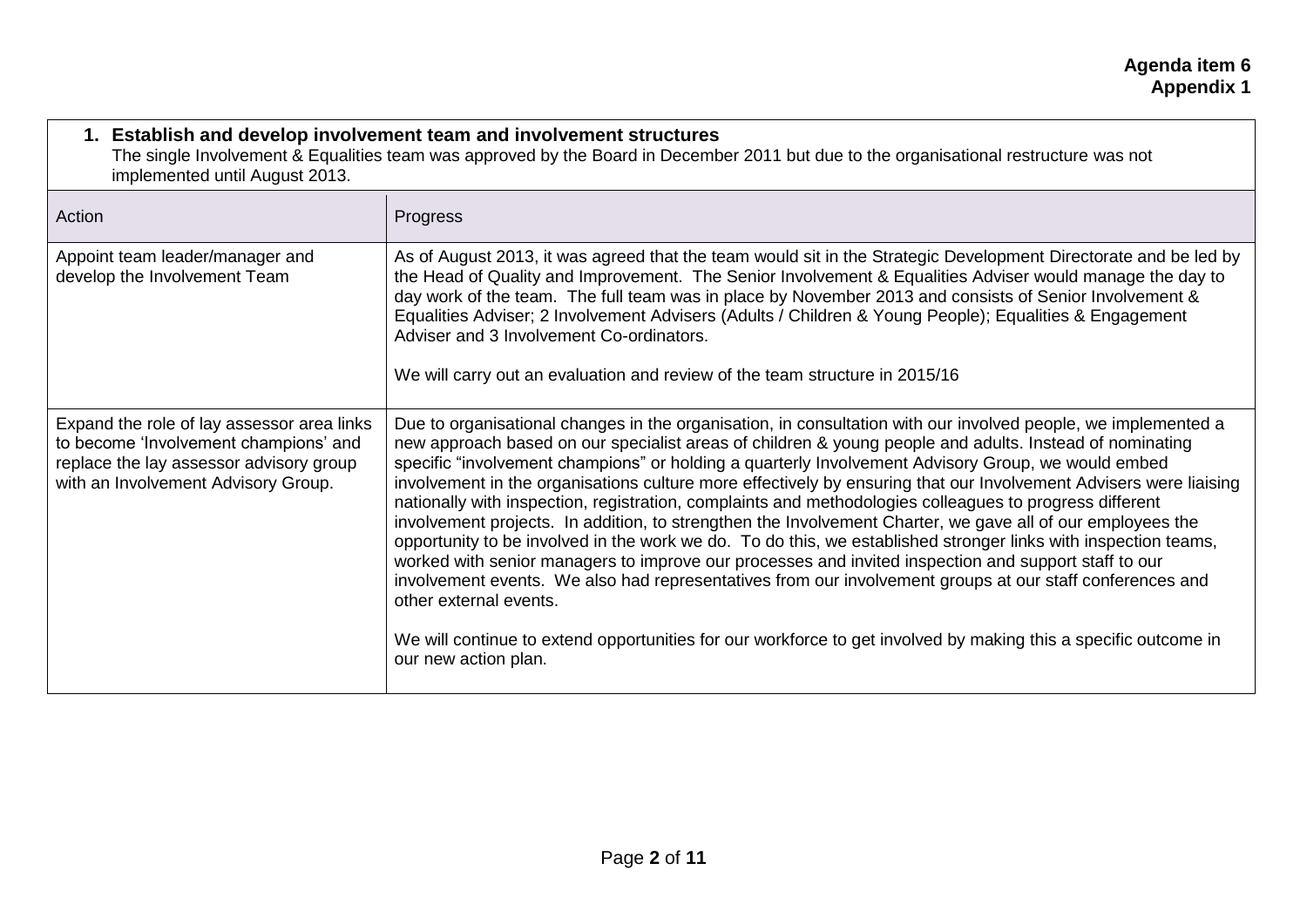**Agenda item 6**
**Appendix 1**

## 1. Establish and develop involvement team and involvement structures

The single Involvement & Equalities team was approved by the Board in December 2011 but due to the organisational restructure was not implemented until August 2013.

| Action | Progress |
|---|---|
| Appoint team leader/manager and develop the Involvement Team | As of August 2013, it was agreed that the team would sit in the Strategic Development Directorate and be led by the Head of Quality and Improvement. The Senior Involvement & Equalities Adviser would manage the day to day work of the team. The full team was in place by November 2013 and consists of Senior Involvement & Equalities Adviser; 2 Involvement Advisers (Adults / Children & Young People); Equalities & Engagement Adviser and 3 Involvement Co-ordinators.<br><br>We will carry out an evaluation and review of the team structure in 2015/16 |
| Expand the role of lay assessor area links to become 'Involvement champions' and replace the lay assessor advisory group with an Involvement Advisory Group. | Due to organisational changes in the organisation, in consultation with our involved people, we implemented a new approach based on our specialist areas of children & young people and adults. Instead of nominating specific "involvement champions" or holding a quarterly Involvement Advisory Group, we would embed involvement in the organisations culture more effectively by ensuring that our Involvement Advisers were liaising nationally with inspection, registration, complaints and methodologies colleagues to progress different involvement projects. In addition, to strengthen the Involvement Charter, we gave all of our employees the opportunity to be involved in the work we do. To do this, we established stronger links with inspection teams, worked with senior managers to improve our processes and invited inspection and support staff to our involvement events. We also had representatives from our involvement groups at our staff conferences and other external events.<br><br>We will continue to extend opportunities for our workforce to get involved by making this a specific outcome in our new action plan. |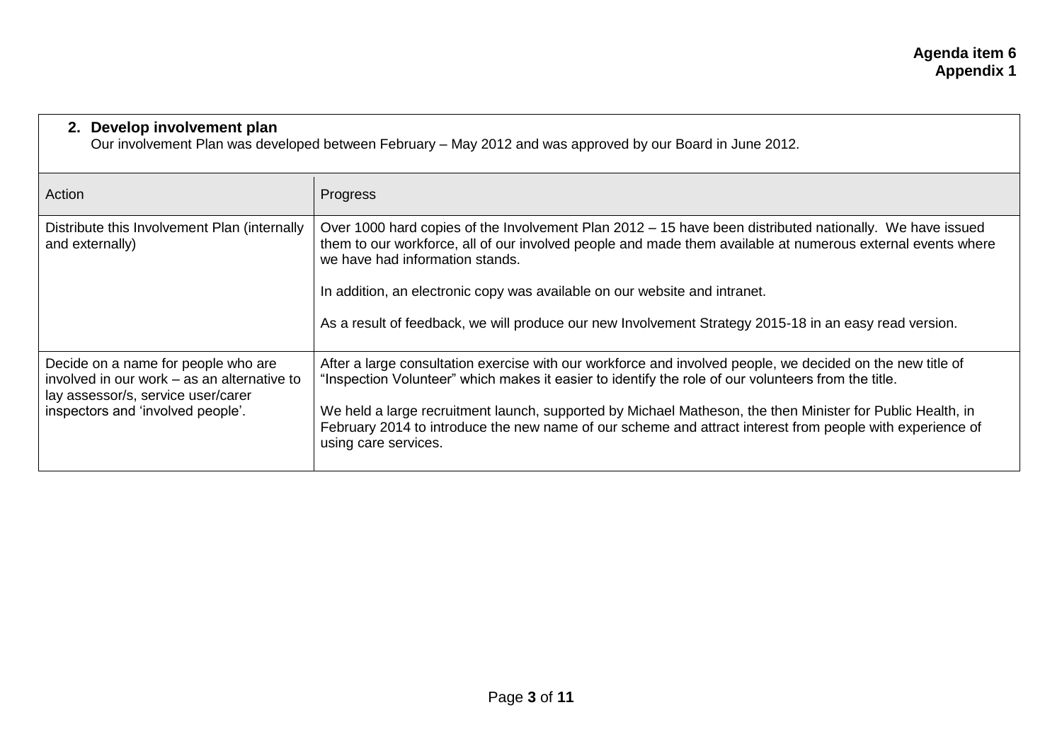**Agenda item 6**
**Appendix 1**

## 2. Develop involvement plan

Our involvement Plan was developed between February – May 2012 and was approved by our Board in June 2012.

| Action | Progress |
|---|---|
| Distribute this Involvement Plan (internally and externally) | Over 1000 hard copies of the Involvement Plan 2012 – 15 have been distributed nationally. We have issued them to our workforce, all of our involved people and made them available at numerous external events where we have had information stands.<br><br>In addition, an electronic copy was available on our website and intranet.<br><br>As a result of feedback, we will produce our new Involvement Strategy 2015-18 in an easy read version. |
| Decide on a name for people who are involved in our work – as an alternative to lay assessor/s, service user/carer inspectors and 'involved people'. | After a large consultation exercise with our workforce and involved people, we decided on the new title of "Inspection Volunteer" which makes it easier to identify the role of our volunteers from the title.<br><br>We held a large recruitment launch, supported by Michael Matheson, the then Minister for Public Health, in February 2014 to introduce the new name of our scheme and attract interest from people with experience of using care services. |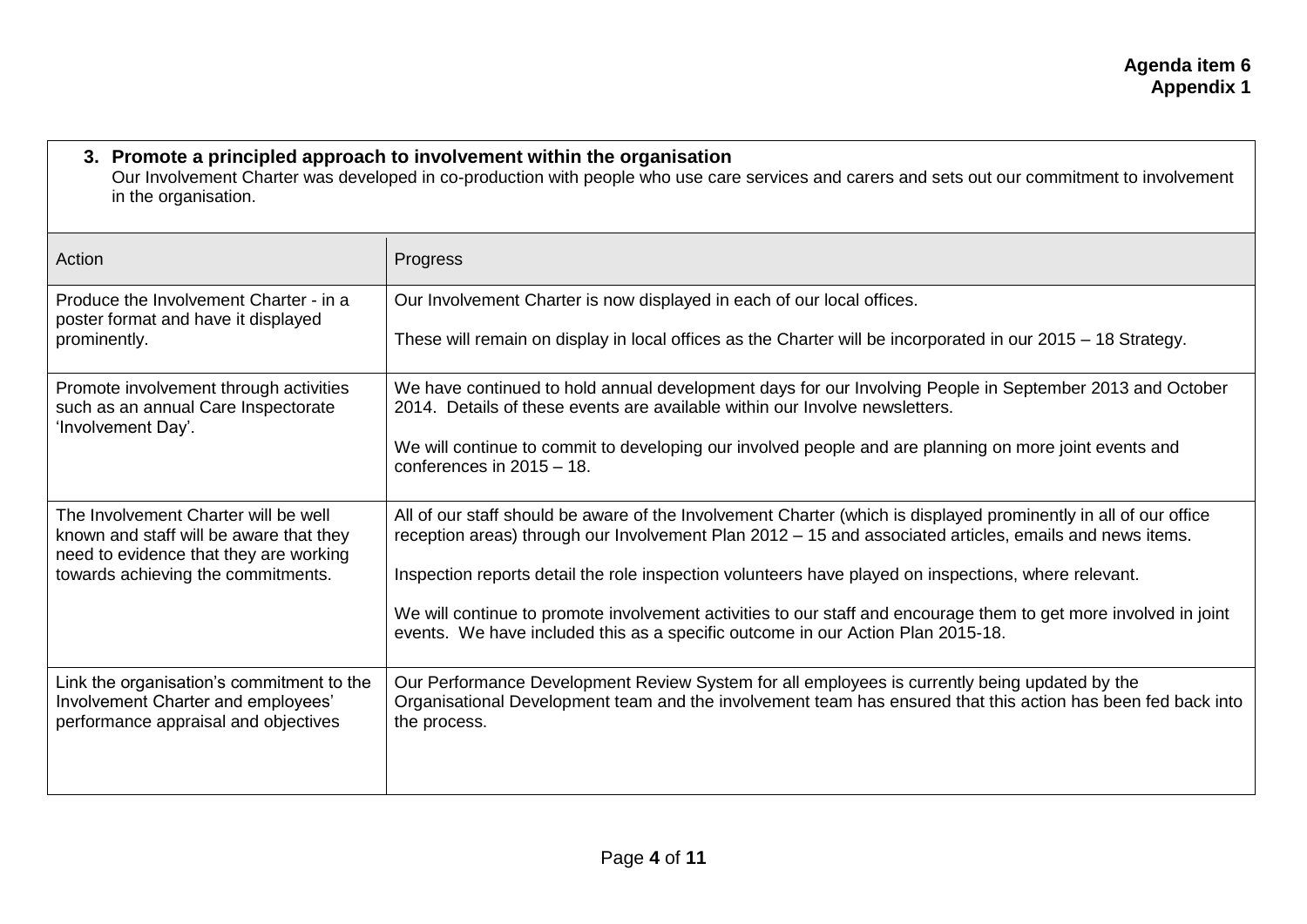**Agenda item 6**
**Appendix 1**

### 3. Promote a principled approach to involvement within the organisation

Our Involvement Charter was developed in co-production with people who use care services and carers and sets out our commitment to involvement in the organisation.

| Action | Progress |
|---|---|
| Produce the Involvement Charter - in a poster format and have it displayed prominently. | Our Involvement Charter is now displayed in each of our local offices.<br><br>These will remain on display in local offices as the Charter will be incorporated in our 2015 – 18 Strategy. |
| Promote involvement through activities such as an annual Care Inspectorate 'Involvement Day'. | We have continued to hold annual development days for our Involving People in September 2013 and October 2014. Details of these events are available within our Involve newsletters.<br><br>We will continue to commit to developing our involved people and are planning on more joint events and conferences in 2015 – 18. |
| The Involvement Charter will be well known and staff will be aware that they need to evidence that they are working towards achieving the commitments. | All of our staff should be aware of the Involvement Charter (which is displayed prominently in all of our office reception areas) through our Involvement Plan 2012 – 15 and associated articles, emails and news items.<br><br>Inspection reports detail the role inspection volunteers have played on inspections, where relevant.<br><br>We will continue to promote involvement activities to our staff and encourage them to get more involved in joint events. We have included this as a specific outcome in our Action Plan 2015-18. |
| Link the organisation's commitment to the Involvement Charter and employees' performance appraisal and objectives | Our Performance Development Review System for all employees is currently being updated by the Organisational Development team and the involvement team has ensured that this action has been fed back into the process. |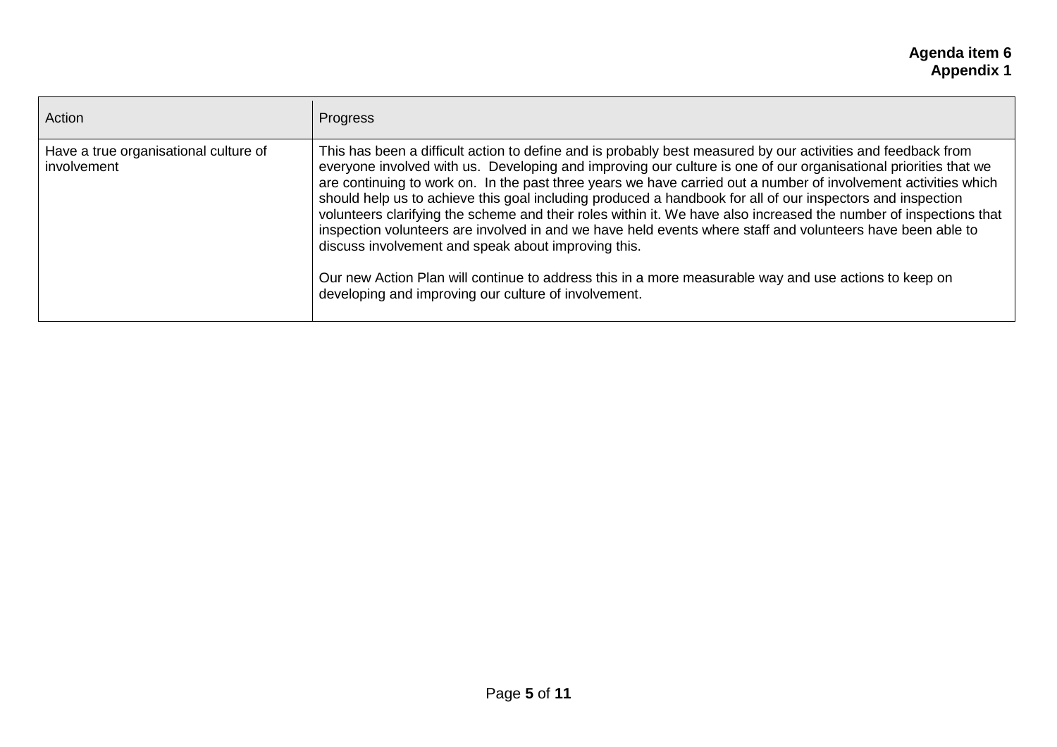**Agenda item 6**
**Appendix 1**

| Action | Progress |
| --- | --- |
| Have a true organisational culture of involvement | This has been a difficult action to define and is probably best measured by our activities and feedback from everyone involved with us. Developing and improving our culture is one of our organisational priorities that we are continuing to work on. In the past three years we have carried out a number of involvement activities which should help us to achieve this goal including produced a handbook for all of our inspectors and inspection volunteers clarifying the scheme and their roles within it. We have also increased the number of inspections that inspection volunteers are involved in and we have held events where staff and volunteers have been able to discuss involvement and speak about improving this.<br><br>Our new Action Plan will continue to address this in a more measurable way and use actions to keep on developing and improving our culture of involvement. |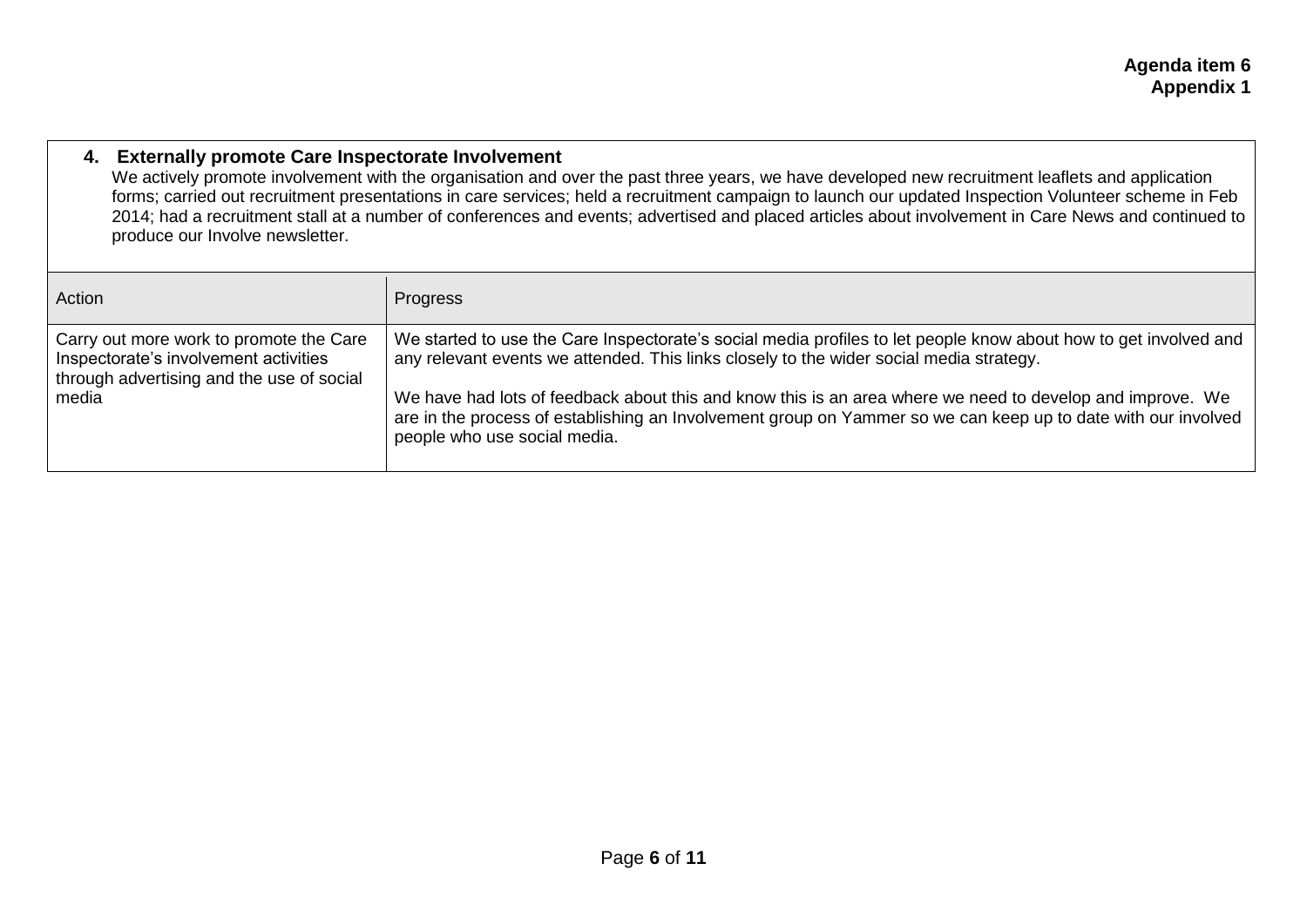**Agenda item 6**
**Appendix 1**

### 4. Externally promote Care Inspectorate Involvement

We actively promote involvement with the organisation and over the past three years, we have developed new recruitment leaflets and application forms; carried out recruitment presentations in care services; held a recruitment campaign to launch our updated Inspection Volunteer scheme in Feb 2014; had a recruitment stall at a number of conferences and events; advertised and placed articles about involvement in Care News and continued to produce our Involve newsletter.

| Action | Progress |
| --- | --- |
| Carry out more work to promote the Care Inspectorate's involvement activities through advertising and the use of social media | We started to use the Care Inspectorate's social media profiles to let people know about how to get involved and any relevant events we attended. This links closely to the wider social media strategy.<br><br>We have had lots of feedback about this and know this is an area where we need to develop and improve. We are in the process of establishing an Involvement group on Yammer so we can keep up to date with our involved people who use social media. |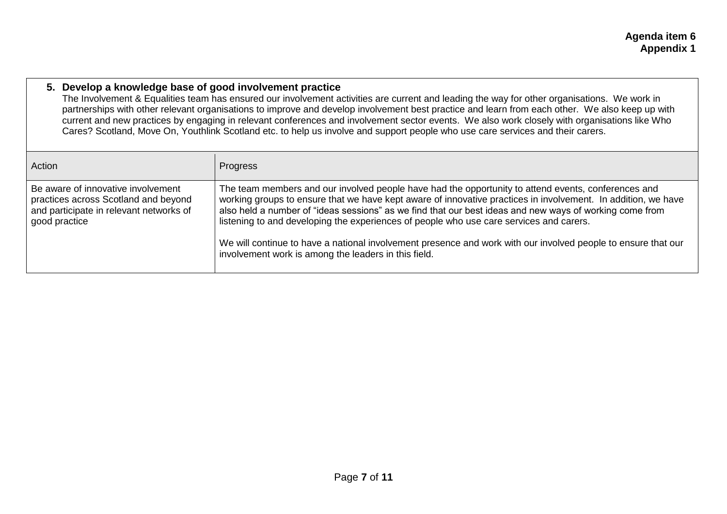**Agenda item 6**
**Appendix 1**

### 5. Develop a knowledge base of good involvement practice

The Involvement & Equalities team has ensured our involvement activities are current and leading the way for other organisations. We work in partnerships with other relevant organisations to improve and develop involvement best practice and learn from each other. We also keep up with current and new practices by engaging in relevant conferences and involvement sector events. We also work closely with organisations like Who Cares? Scotland, Move On, Youthlink Scotland etc. to help us involve and support people who use care services and their carers.

| Action | Progress |
|---|---|
| Be aware of innovative involvement practices across Scotland and beyond and participate in relevant networks of good practice | The team members and our involved people have had the opportunity to attend events, conferences and working groups to ensure that we have kept aware of innovative practices in involvement. In addition, we have also held a number of "ideas sessions" as we find that our best ideas and new ways of working come from listening to and developing the experiences of people who use care services and carers.<br><br>We will continue to have a national involvement presence and work with our involved people to ensure that our involvement work is among the leaders in this field. |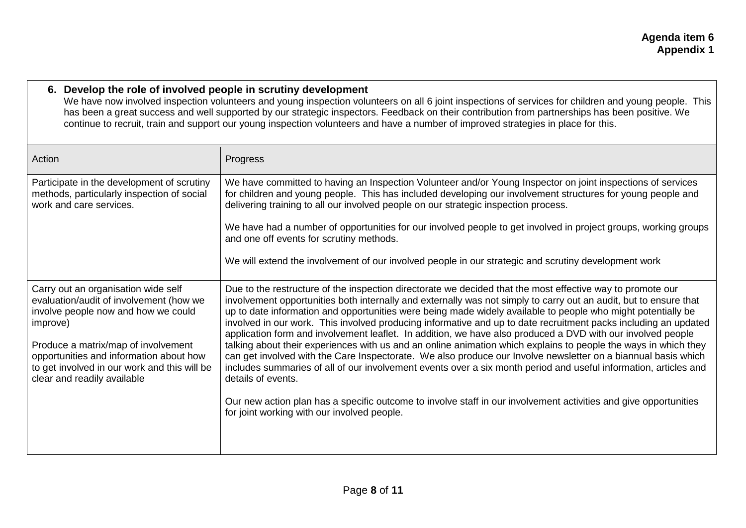**Agenda item 6**
**Appendix 1**

### 6. Develop the role of involved people in scrutiny development

We have now involved inspection volunteers and young inspection volunteers on all 6 joint inspections of services for children and young people. This has been a great success and well supported by our strategic inspectors. Feedback on their contribution from partnerships has been positive. We continue to recruit, train and support our young inspection volunteers and have a number of improved strategies in place for this.

| Action | Progress |
|---|---|
| Participate in the development of scrutiny methods, particularly inspection of social work and care services. | We have committed to having an Inspection Volunteer and/or Young Inspector on joint inspections of services for children and young people. This has included developing our involvement structures for young people and delivering training to all our involved people on our strategic inspection process.<br><br>We have had a number of opportunities for our involved people to get involved in project groups, working groups and one off events for scrutiny methods.<br><br>We will extend the involvement of our involved people in our strategic and scrutiny development work |
| Carry out an organisation wide self evaluation/audit of involvement (how we involve people now and how we could improve)<br><br>Produce a matrix/map of involvement opportunities and information about how to get involved in our work and this will be clear and readily available | Due to the restructure of the inspection directorate we decided that the most effective way to promote our involvement opportunities both internally and externally was not simply to carry out an audit, but to ensure that up to date information and opportunities were being made widely available to people who might potentially be involved in our work. This involved producing informative and up to date recruitment packs including an updated application form and involvement leaflet. In addition, we have also produced a DVD with our involved people talking about their experiences with us and an online animation which explains to people the ways in which they can get involved with the Care Inspectorate. We also produce our Involve newsletter on a biannual basis which includes summaries of all of our involvement events over a six month period and useful information, articles and details of events.<br><br>Our new action plan has a specific outcome to involve staff in our involvement activities and give opportunities for joint working with our involved people. |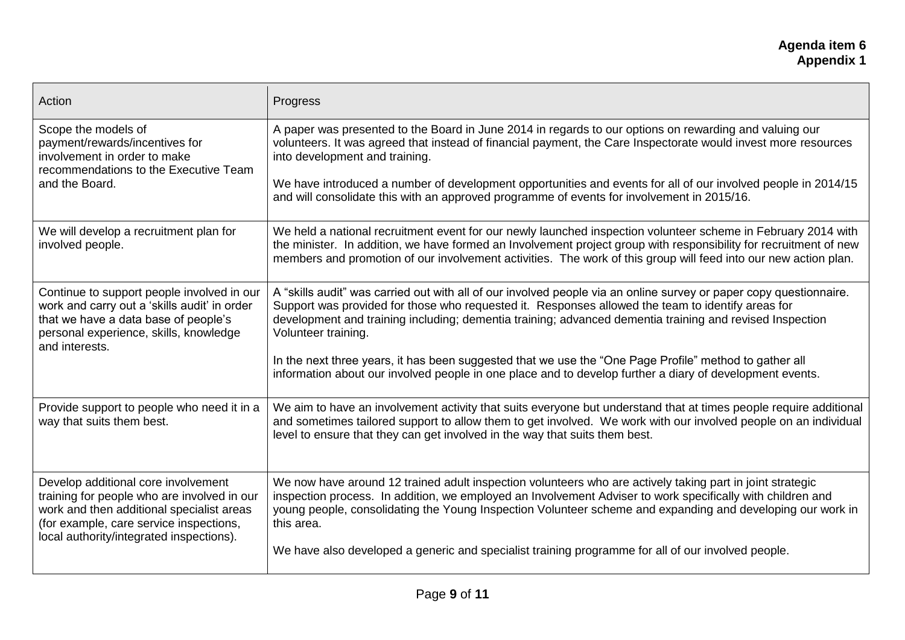**Agenda item 6**
**Appendix 1**

| Action | Progress |
| --- | --- |
| Scope the models of payment/rewards/incentives for involvement in order to make recommendations to the Executive Team and the Board. | A paper was presented to the Board in June 2014 in regards to our options on rewarding and valuing our volunteers. It was agreed that instead of financial payment, the Care Inspectorate would invest more resources into development and training.<br><br>We have introduced a number of development opportunities and events for all of our involved people in 2014/15 and will consolidate this with an approved programme of events for involvement in 2015/16. |
| We will develop a recruitment plan for involved people. | We held a national recruitment event for our newly launched inspection volunteer scheme in February 2014 with the minister. In addition, we have formed an Involvement project group with responsibility for recruitment of new members and promotion of our involvement activities. The work of this group will feed into our new action plan. |
| Continue to support people involved in our work and carry out a 'skills audit' in order that we have a data base of people's personal experience, skills, knowledge and interests. | A "skills audit" was carried out with all of our involved people via an online survey or paper copy questionnaire. Support was provided for those who requested it. Responses allowed the team to identify areas for development and training including; dementia training; advanced dementia training and revised Inspection Volunteer training.<br><br>In the next three years, it has been suggested that we use the "One Page Profile" method to gather all information about our involved people in one place and to develop further a diary of development events. |
| Provide support to people who need it in a way that suits them best. | We aim to have an involvement activity that suits everyone but understand that at times people require additional and sometimes tailored support to allow them to get involved. We work with our involved people on an individual level to ensure that they can get involved in the way that suits them best. |
| Develop additional core involvement training for people who are involved in our work and then additional specialist areas (for example, care service inspections, local authority/integrated inspections). | We now have around 12 trained adult inspection volunteers who are actively taking part in joint strategic inspection process. In addition, we employed an Involvement Adviser to work specifically with children and young people, consolidating the Young Inspection Volunteer scheme and expanding and developing our work in this area.<br><br>We have also developed a generic and specialist training programme for all of our involved people. |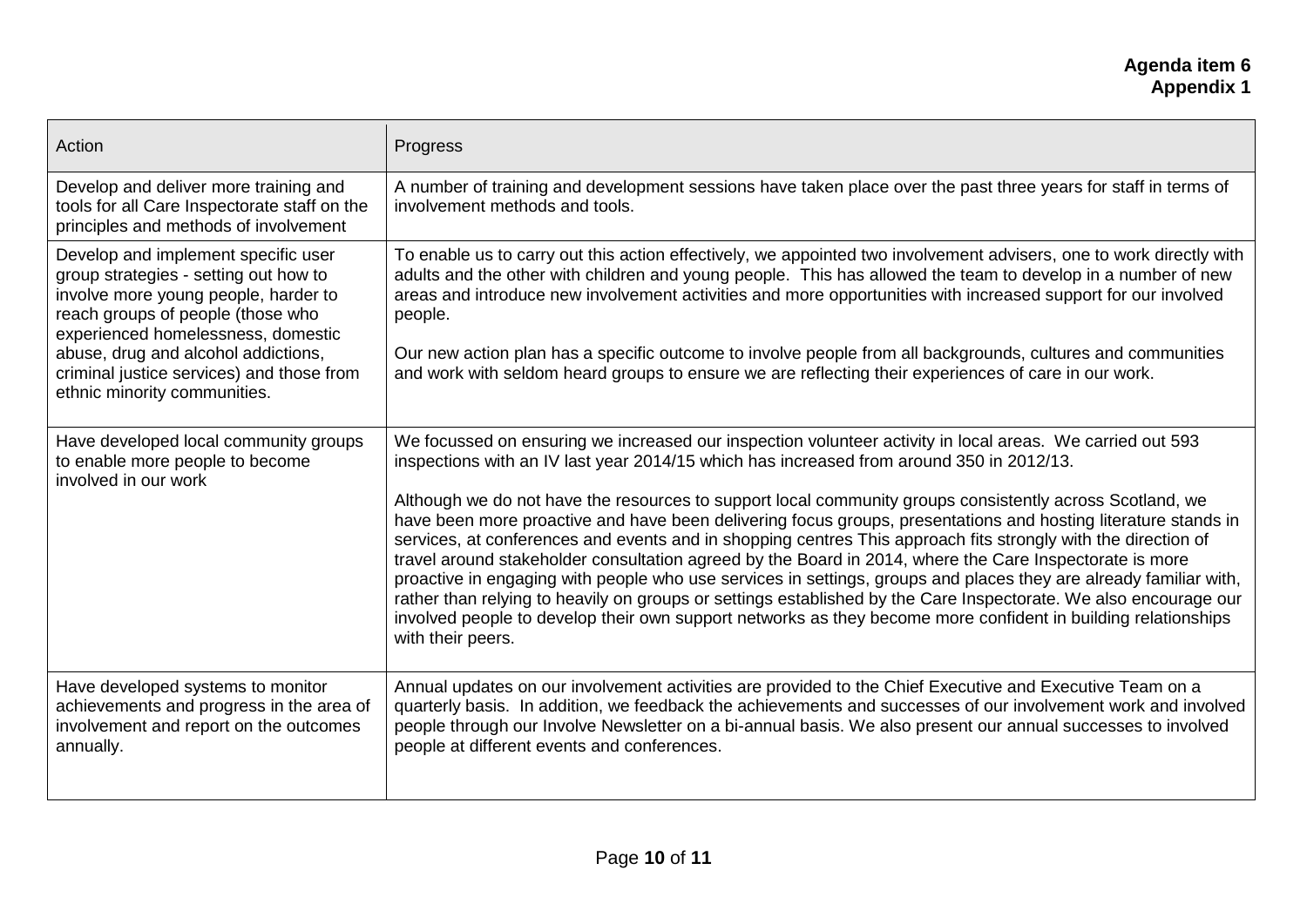**Agenda item 6**
**Appendix 1**

| Action | Progress |
|---|---|
| Develop and deliver more training and tools for all Care Inspectorate staff on the principles and methods of involvement | A number of training and development sessions have taken place over the past three years for staff in terms of involvement methods and tools. |
| Develop and implement specific user group strategies - setting out how to involve more young people, harder to reach groups of people (those who experienced homelessness, domestic abuse, drug and alcohol addictions, criminal justice services) and those from ethnic minority communities. | To enable us to carry out this action effectively, we appointed two involvement advisers, one to work directly with adults and the other with children and young people. This has allowed the team to develop in a number of new areas and introduce new involvement activities and more opportunities with increased support for our involved people.<br><br>Our new action plan has a specific outcome to involve people from all backgrounds, cultures and communities and work with seldom heard groups to ensure we are reflecting their experiences of care in our work. |
| Have developed local community groups to enable more people to become involved in our work | We focussed on ensuring we increased our inspection volunteer activity in local areas. We carried out 593 inspections with an IV last year 2014/15 which has increased from around 350 in 2012/13.<br><br>Although we do not have the resources to support local community groups consistently across Scotland, we have been more proactive and have been delivering focus groups, presentations and hosting literature stands in services, at conferences and events and in shopping centres This approach fits strongly with the direction of travel around stakeholder consultation agreed by the Board in 2014, where the Care Inspectorate is more proactive in engaging with people who use services in settings, groups and places they are already familiar with, rather than relying to heavily on groups or settings established by the Care Inspectorate. We also encourage our involved people to develop their own support networks as they become more confident in building relationships with their peers. |
| Have developed systems to monitor achievements and progress in the area of involvement and report on the outcomes annually. | Annual updates on our involvement activities are provided to the Chief Executive and Executive Team on a quarterly basis. In addition, we feedback the achievements and successes of our involvement work and involved people through our Involve Newsletter on a bi-annual basis. We also present our annual successes to involved people at different events and conferences. |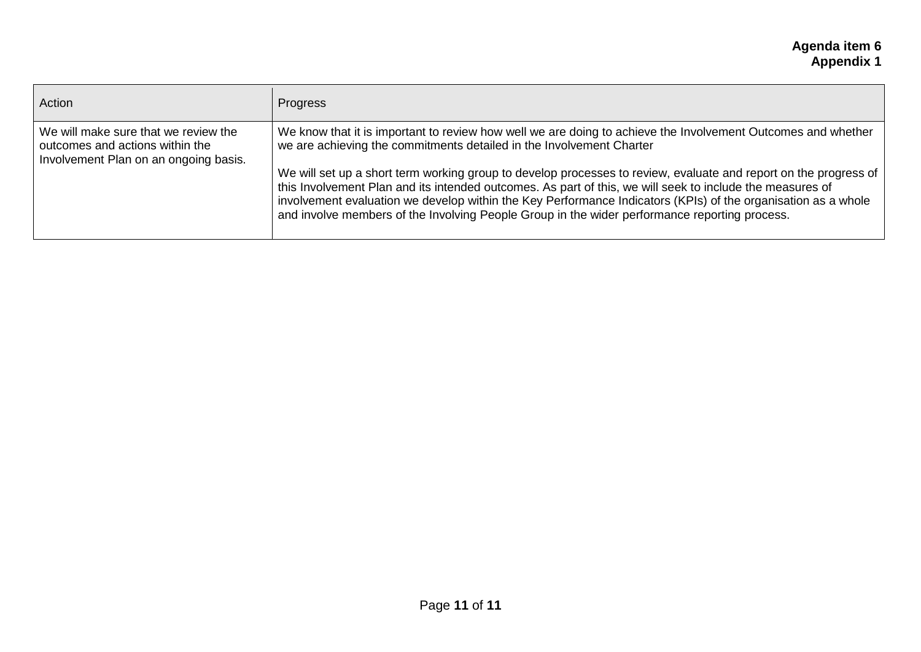**Agenda item 6**
**Appendix 1**

| Action | Progress |
|---|---|
| We will make sure that we review the outcomes and actions within the Involvement Plan on an ongoing basis. | We know that it is important to review how well we are doing to achieve the Involvement Outcomes and whether we are achieving the commitments detailed in the Involvement Charter<br><br>We will set up a short term working group to develop processes to review, evaluate and report on the progress of this Involvement Plan and its intended outcomes. As part of this, we will seek to include the measures of involvement evaluation we develop within the Key Performance Indicators (KPIs) of the organisation as a whole and involve members of the Involving People Group in the wider performance reporting process. |